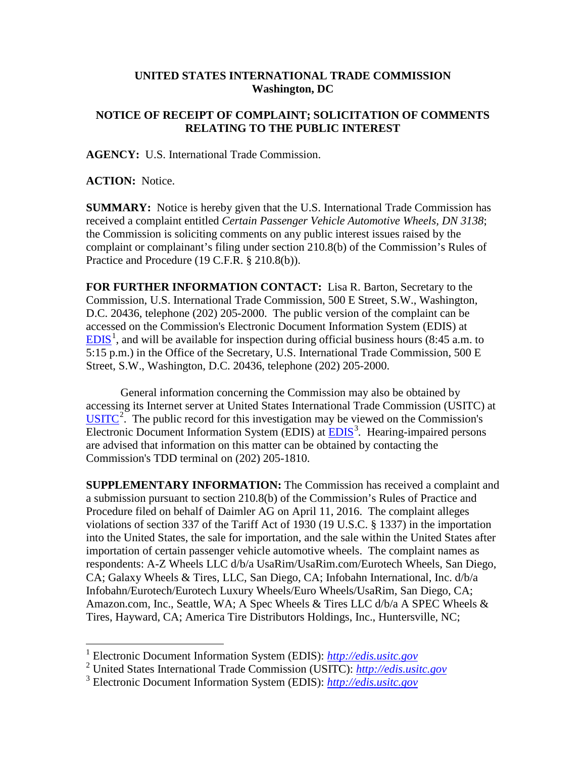**UNITED STATES INTERNATIONAL TRADE COMMISSION**
**Washington, DC**

**NOTICE OF RECEIPT OF COMPLAINT; SOLICITATION OF COMMENTS RELATING TO THE PUBLIC INTEREST**

**AGENCY:** U.S. International Trade Commission.

**ACTION:** Notice.

**SUMMARY:** Notice is hereby given that the U.S. International Trade Commission has received a complaint entitled *Certain Passenger Vehicle Automotive Wheels, DN 3138*; the Commission is soliciting comments on any public interest issues raised by the complaint or complainant's filing under section 210.8(b) of the Commission's Rules of Practice and Procedure (19 C.F.R. § 210.8(b)).

**FOR FURTHER INFORMATION CONTACT:** Lisa R. Barton, Secretary to the Commission, U.S. International Trade Commission, 500 E Street, S.W., Washington, D.C. 20436, telephone (202) 205-2000. The public version of the complaint can be accessed on the Commission's Electronic Document Information System (EDIS) at EDIS[1], and will be available for inspection during official business hours (8:45 a.m. to 5:15 p.m.) in the Office of the Secretary, U.S. International Trade Commission, 500 E Street, S.W., Washington, D.C. 20436, telephone (202) 205-2000.

General information concerning the Commission may also be obtained by accessing its Internet server at United States International Trade Commission (USITC) at USITC[2]. The public record for this investigation may be viewed on the Commission's Electronic Document Information System (EDIS) at EDIS[3]. Hearing-impaired persons are advised that information on this matter can be obtained by contacting the Commission's TDD terminal on (202) 205-1810.

**SUPPLEMENTARY INFORMATION:** The Commission has received a complaint and a submission pursuant to section 210.8(b) of the Commission's Rules of Practice and Procedure filed on behalf of Daimler AG on April 11, 2016. The complaint alleges violations of section 337 of the Tariff Act of 1930 (19 U.S.C. § 1337) in the importation into the United States, the sale for importation, and the sale within the United States after importation of certain passenger vehicle automotive wheels. The complaint names as respondents: A-Z Wheels LLC d/b/a UsaRim/UsaRim.com/Eurotech Wheels, San Diego, CA; Galaxy Wheels & Tires, LLC, San Diego, CA; Infobahn International, Inc. d/b/a Infobahn/Eurotech/Eurotech Luxury Wheels/Euro Wheels/UsaRim, San Diego, CA; Amazon.com, Inc., Seattle, WA; A Spec Wheels & Tires LLC d/b/a A SPEC Wheels & Tires, Hayward, CA; America Tire Distributors Holdings, Inc., Huntersville, NC;

---

[1] Electronic Document Information System (EDIS): *http://edis.usitc.gov*

[2] United States International Trade Commission (USITC): *http://edis.usitc.gov*

[3] Electronic Document Information System (EDIS): *http://edis.usitc.gov*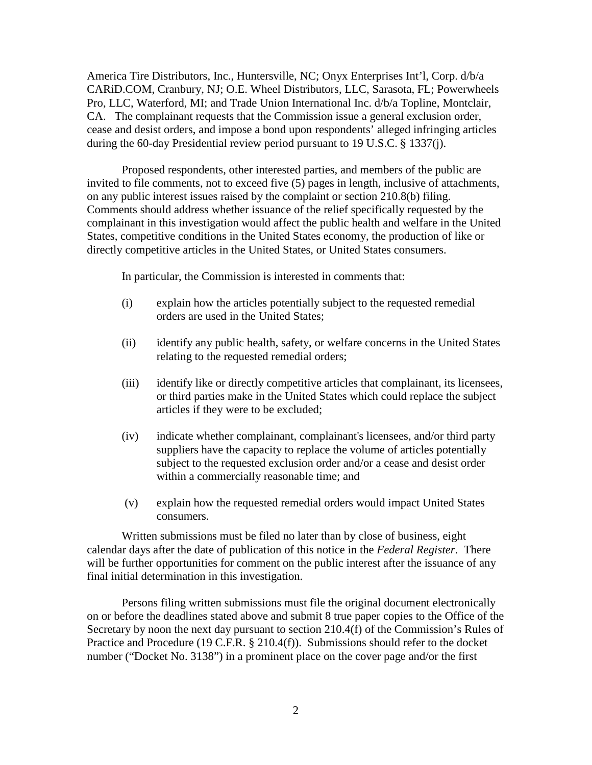America Tire Distributors, Inc., Huntersville, NC; Onyx Enterprises Int'l, Corp. d/b/a CARiD.COM, Cranbury, NJ; O.E. Wheel Distributors, LLC, Sarasota, FL; Powerwheels Pro, LLC, Waterford, MI; and Trade Union International Inc. d/b/a Topline, Montclair, CA. The complainant requests that the Commission issue a general exclusion order, cease and desist orders, and impose a bond upon respondents' alleged infringing articles during the 60-day Presidential review period pursuant to 19 U.S.C. § 1337(j).

Proposed respondents, other interested parties, and members of the public are invited to file comments, not to exceed five (5) pages in length, inclusive of attachments, on any public interest issues raised by the complaint or section 210.8(b) filing. Comments should address whether issuance of the relief specifically requested by the complainant in this investigation would affect the public health and welfare in the United States, competitive conditions in the United States economy, the production of like or directly competitive articles in the United States, or United States consumers.

In particular, the Commission is interested in comments that:

(i) explain how the articles potentially subject to the requested remedial orders are used in the United States;

(ii) identify any public health, safety, or welfare concerns in the United States relating to the requested remedial orders;

(iii) identify like or directly competitive articles that complainant, its licensees, or third parties make in the United States which could replace the subject articles if they were to be excluded;

(iv) indicate whether complainant, complainant's licensees, and/or third party suppliers have the capacity to replace the volume of articles potentially subject to the requested exclusion order and/or a cease and desist order within a commercially reasonable time; and

(v) explain how the requested remedial orders would impact United States consumers.

Written submissions must be filed no later than by close of business, eight calendar days after the date of publication of this notice in the *Federal Register*. There will be further opportunities for comment on the public interest after the issuance of any final initial determination in this investigation.

Persons filing written submissions must file the original document electronically on or before the deadlines stated above and submit 8 true paper copies to the Office of the Secretary by noon the next day pursuant to section 210.4(f) of the Commission's Rules of Practice and Procedure (19 C.F.R. § 210.4(f)). Submissions should refer to the docket number ("Docket No. 3138") in a prominent place on the cover page and/or the first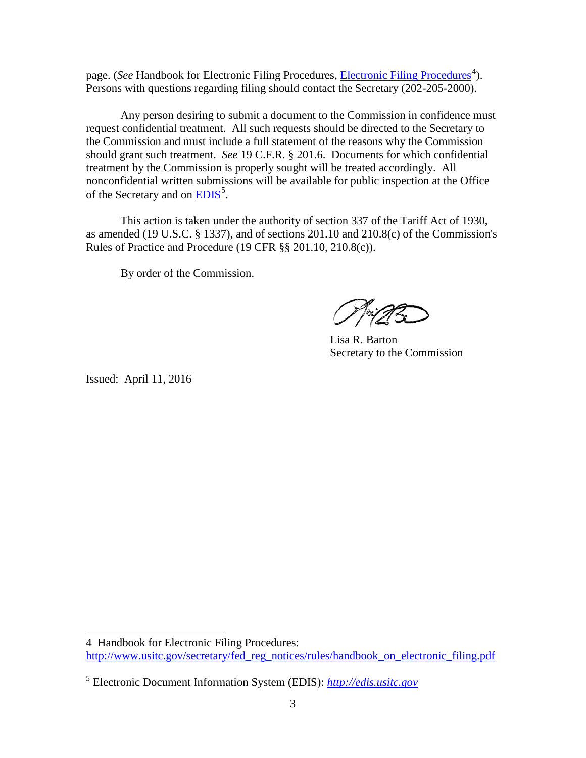page. (*See* Handbook for Electronic Filing Procedures, Electronic Filing Procedures[4]). Persons with questions regarding filing should contact the Secretary (202-205-2000).

Any person desiring to submit a document to the Commission in confidence must request confidential treatment. All such requests should be directed to the Secretary to the Commission and must include a full statement of the reasons why the Commission should grant such treatment. *See* 19 C.F.R. § 201.6. Documents for which confidential treatment by the Commission is properly sought will be treated accordingly. All nonconfidential written submissions will be available for public inspection at the Office of the Secretary and on EDIS[5].

This action is taken under the authority of section 337 of the Tariff Act of 1930, as amended (19 U.S.C. § 1337), and of sections 201.10 and 210.8(c) of the Commission's Rules of Practice and Procedure (19 CFR §§ 201.10, 210.8(c)).

By order of the Commission.

Lisa R. Barton
Secretary to the Commission

Issued: April 11, 2016

---

4 Handbook for Electronic Filing Procedures: http://www.usitc.gov/secretary/fed_reg_notices/rules/handbook_on_electronic_filing.pdf

5 Electronic Document Information System (EDIS): *http://edis.usitc.gov*